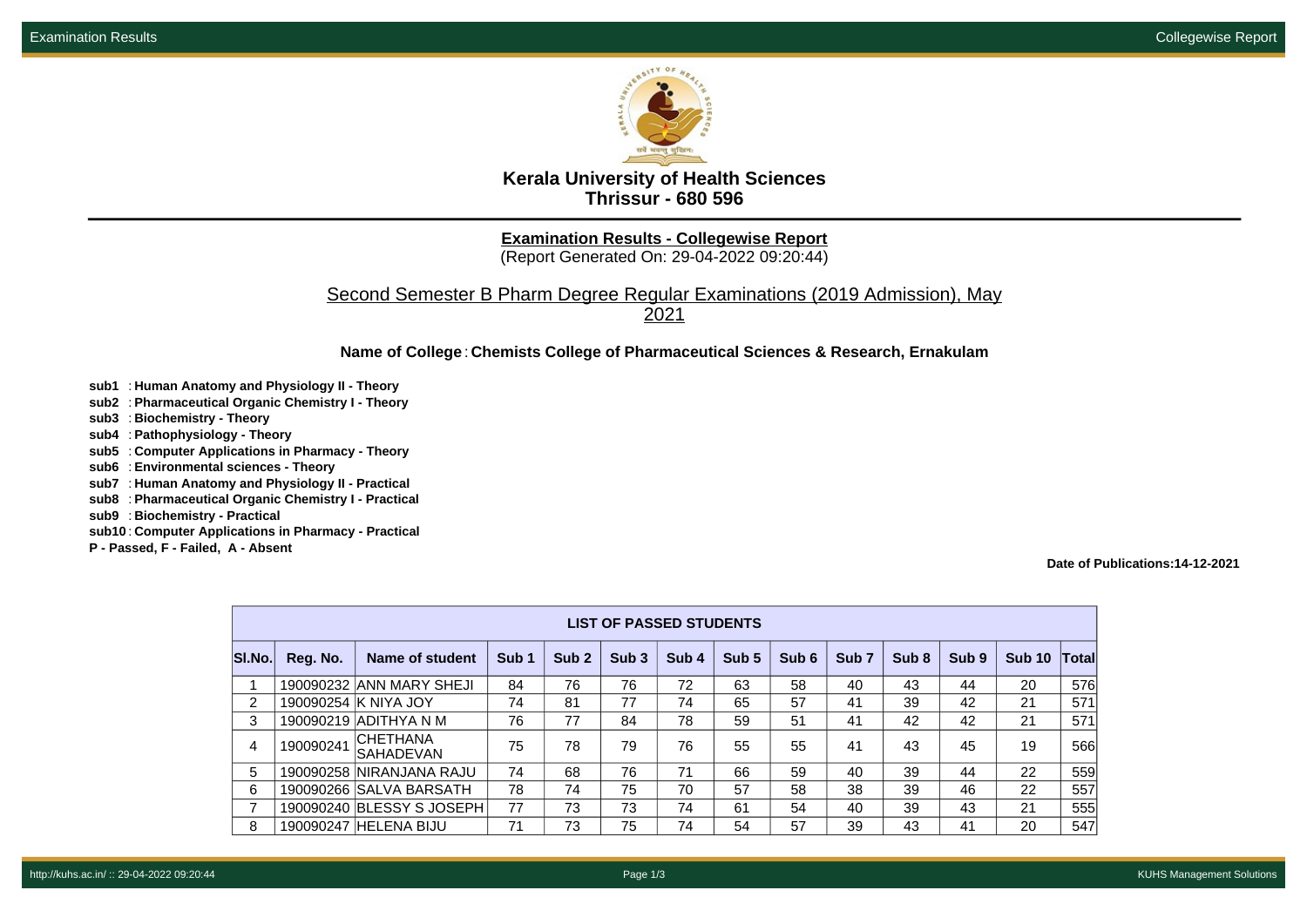# Kerala University of Health Sciences
## Thrissur - 680 596

**Examination Results - Collegewise Report**
(Report Generated On: 29-04-2022 09:20:44)

Second Semester B Pharm Degree Regular Examinations (2019 Admission), May 2021

**Name of College** : **Chemists College of Pharmaceutical Sciences & Research, Ernakulam**

**sub1** : **Human Anatomy and Physiology II - Theory**
**sub2** : **Pharmaceutical Organic Chemistry I - Theory**
**sub3** : **Biochemistry - Theory**
**sub4** : **Pathophysiology - Theory**
**sub5** : **Computer Applications in Pharmacy - Theory**
**sub6** : **Environmental sciences - Theory**
**sub7** : **Human Anatomy and Physiology II - Practical**
**sub8** : **Pharmaceutical Organic Chemistry I - Practical**
**sub9** : **Biochemistry - Practical**
**sub10** : **Computer Applications in Pharmacy - Practical**
**P - Passed, F - Failed, A - Absent**

**Date of Publications:14-12-2021**

**LIST OF PASSED STUDENTS**

| Sl.No. | Reg. No. | Name of student | Sub 1 | Sub 2 | Sub 3 | Sub 4 | Sub 5 | Sub 6 | Sub 7 | Sub 8 | Sub 9 | Sub 10 | Total |
|---|---|---|---|---|---|---|---|---|---|---|---|---|---|
| 1 | 190090232 | ANN MARY SHEJI | 84 | 76 | 76 | 72 | 63 | 58 | 40 | 43 | 44 | 20 | 576 |
| 2 | 190090254 | K NIYA JOY | 74 | 81 | 77 | 74 | 65 | 57 | 41 | 39 | 42 | 21 | 571 |
| 3 | 190090219 | ADITHYA N M | 76 | 77 | 84 | 78 | 59 | 51 | 41 | 42 | 42 | 21 | 571 |
| 4 | 190090241 | CHETHANA SAHADEVAN | 75 | 78 | 79 | 76 | 55 | 55 | 41 | 43 | 45 | 19 | 566 |
| 5 | 190090258 | NIRANJANA RAJU | 74 | 68 | 76 | 71 | 66 | 59 | 40 | 39 | 44 | 22 | 559 |
| 6 | 190090266 | SALVA BARSATH | 78 | 74 | 75 | 70 | 57 | 58 | 38 | 39 | 46 | 22 | 557 |
| 7 | 190090240 | BLESSY S JOSEPH | 77 | 73 | 73 | 74 | 61 | 54 | 40 | 39 | 43 | 21 | 555 |
| 8 | 190090247 | HELENA BIJU | 71 | 73 | 75 | 74 | 54 | 57 | 39 | 43 | 41 | 20 | 547 |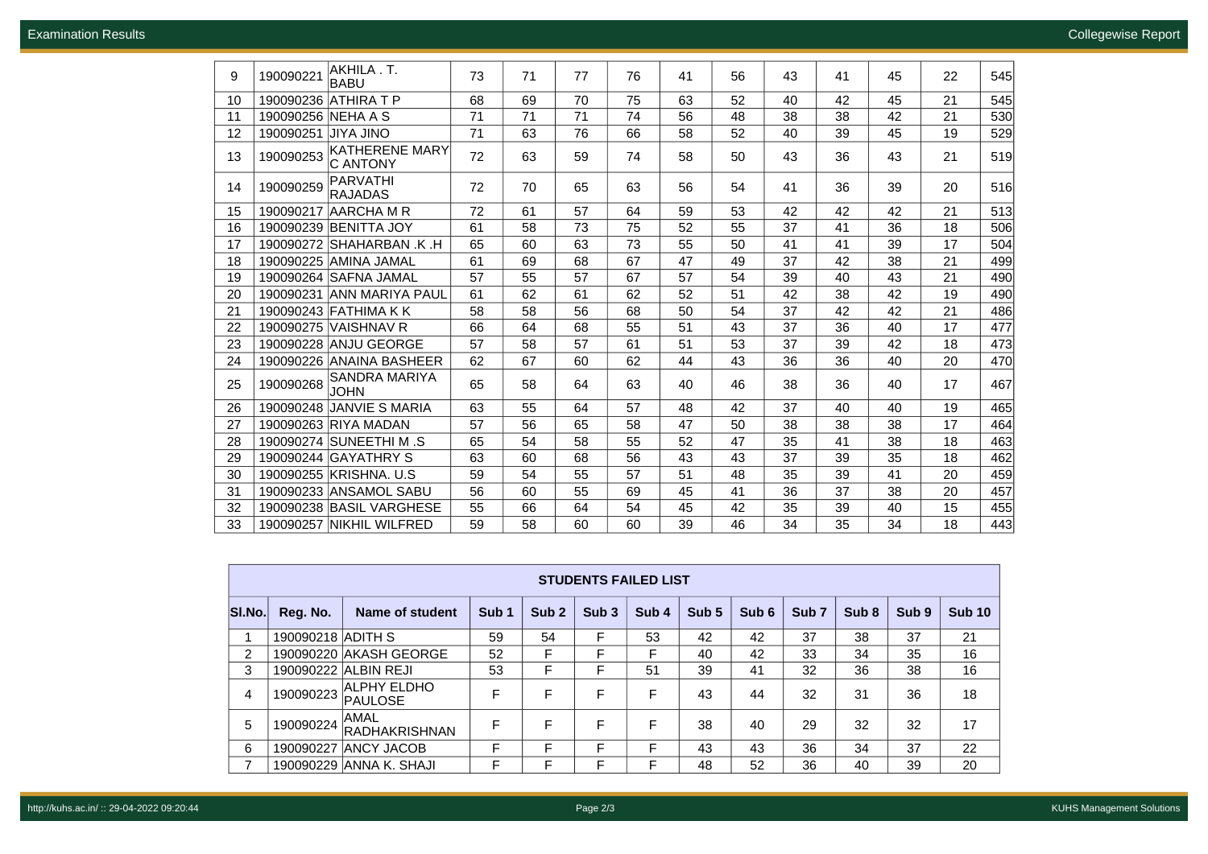| | | | | | | | | | | | | | |
|---|---|---|---|---|---|---|---|---|---|---|---|---|---|
| 9 | 190090221 | AKHILA . T. BABU | 73 | 71 | 77 | 76 | 41 | 56 | 43 | 41 | 45 | 22 | 545 |
| 10 | 190090236 | ATHIRA T P | 68 | 69 | 70 | 75 | 63 | 52 | 40 | 42 | 45 | 21 | 545 |
| 11 | 190090256 | NEHA A S | 71 | 71 | 71 | 74 | 56 | 48 | 38 | 38 | 42 | 21 | 530 |
| 12 | 190090251 | JIYA JINO | 71 | 63 | 76 | 66 | 58 | 52 | 40 | 39 | 45 | 19 | 529 |
| 13 | 190090253 | KATHERENE MARY C ANTONY | 72 | 63 | 59 | 74 | 58 | 50 | 43 | 36 | 43 | 21 | 519 |
| 14 | 190090259 | PARVATHI RAJADAS | 72 | 70 | 65 | 63 | 56 | 54 | 41 | 36 | 39 | 20 | 516 |
| 15 | 190090217 | AARCHA M R | 72 | 61 | 57 | 64 | 59 | 53 | 42 | 42 | 42 | 21 | 513 |
| 16 | 190090239 | BENITTA JOY | 61 | 58 | 73 | 75 | 52 | 55 | 37 | 41 | 36 | 18 | 506 |
| 17 | 190090272 | SHAHARBAN .K .H | 65 | 60 | 63 | 73 | 55 | 50 | 41 | 41 | 39 | 17 | 504 |
| 18 | 190090225 | AMINA JAMAL | 61 | 69 | 68 | 67 | 47 | 49 | 37 | 42 | 38 | 21 | 499 |
| 19 | 190090264 | SAFNA JAMAL | 57 | 55 | 57 | 67 | 57 | 54 | 39 | 40 | 43 | 21 | 490 |
| 20 | 190090231 | ANN MARIYA PAUL | 61 | 62 | 61 | 62 | 52 | 51 | 42 | 38 | 42 | 19 | 490 |
| 21 | 190090243 | FATHIMA K K | 58 | 58 | 56 | 68 | 50 | 54 | 37 | 42 | 42 | 21 | 486 |
| 22 | 190090275 | VAISHNAV R | 66 | 64 | 68 | 55 | 51 | 43 | 37 | 36 | 40 | 17 | 477 |
| 23 | 190090228 | ANJU GEORGE | 57 | 58 | 57 | 61 | 51 | 53 | 37 | 39 | 42 | 18 | 473 |
| 24 | 190090226 | ANAINA BASHEER | 62 | 67 | 60 | 62 | 44 | 43 | 36 | 36 | 40 | 20 | 470 |
| 25 | 190090268 | SANDRA MARIYA JOHN | 65 | 58 | 64 | 63 | 40 | 46 | 38 | 36 | 40 | 17 | 467 |
| 26 | 190090248 | JANVIE S MARIA | 63 | 55 | 64 | 57 | 48 | 42 | 37 | 40 | 40 | 19 | 465 |
| 27 | 190090263 | RIYA MADAN | 57 | 56 | 65 | 58 | 47 | 50 | 38 | 38 | 38 | 17 | 464 |
| 28 | 190090274 | SUNEETHI M .S | 65 | 54 | 58 | 55 | 52 | 47 | 35 | 41 | 38 | 18 | 463 |
| 29 | 190090244 | GAYATHRY S | 63 | 60 | 68 | 56 | 43 | 43 | 37 | 39 | 35 | 18 | 462 |
| 30 | 190090255 | KRISHNA. U.S | 59 | 54 | 55 | 57 | 51 | 48 | 35 | 39 | 41 | 20 | 459 |
| 31 | 190090233 | ANSAMOL SABU | 56 | 60 | 55 | 69 | 45 | 41 | 36 | 37 | 38 | 20 | 457 |
| 32 | 190090238 | BASIL VARGHESE | 55 | 66 | 64 | 54 | 45 | 42 | 35 | 39 | 40 | 15 | 455 |
| 33 | 190090257 | NIKHIL WILFRED | 59 | 58 | 60 | 60 | 39 | 46 | 34 | 35 | 34 | 18 | 443 |

**STUDENTS FAILED LIST**

| Sl.No. | Reg. No. | Name of student | Sub 1 | Sub 2 | Sub 3 | Sub 4 | Sub 5 | Sub 6 | Sub 7 | Sub 8 | Sub 9 | Sub 10 |
|---|---|---|---|---|---|---|---|---|---|---|---|---|
| 1 | 190090218 | ADITH S | 59 | 54 | F | 53 | 42 | 42 | 37 | 38 | 37 | 21 |
| 2 | 190090220 | AKASH GEORGE | 52 | F | F | F | 40 | 42 | 33 | 34 | 35 | 16 |
| 3 | 190090222 | ALBIN REJI | 53 | F | F | 51 | 39 | 41 | 32 | 36 | 38 | 16 |
| 4 | 190090223 | ALPHY ELDHO PAULOSE | F | F | F | F | 43 | 44 | 32 | 31 | 36 | 18 |
| 5 | 190090224 | AMAL RADHAKRISHNAN | F | F | F | F | 38 | 40 | 29 | 32 | 32 | 17 |
| 6 | 190090227 | ANCY JACOB | F | F | F | F | 43 | 43 | 36 | 34 | 37 | 22 |
| 7 | 190090229 | ANNA K. SHAJI | F | F | F | F | 48 | 52 | 36 | 40 | 39 | 20 |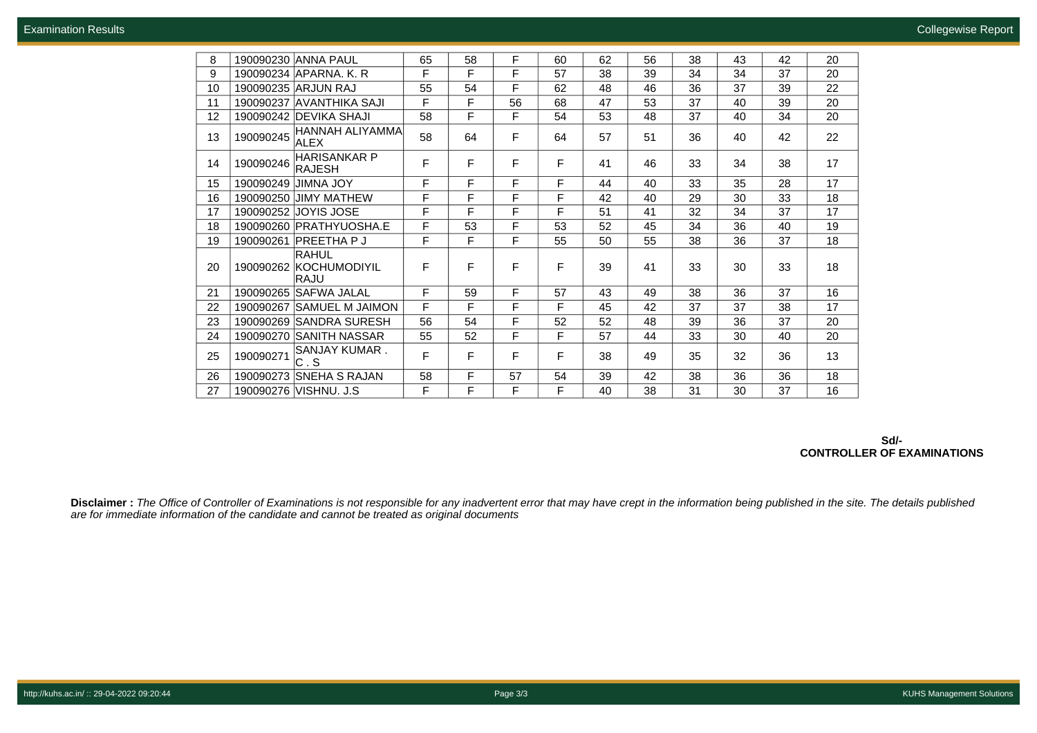| | | | | | | | | | | | | |
|---|---|---|---|---|---|---|---|---|---|---|---|---|
| 8 | 190090230 | ANNA PAUL | 65 | 58 | F | 60 | 62 | 56 | 38 | 43 | 42 | 20 |
| 9 | 190090234 | APARNA. K. R | F | F | F | 57 | 38 | 39 | 34 | 34 | 37 | 20 |
| 10 | 190090235 | ARJUN RAJ | 55 | 54 | F | 62 | 48 | 46 | 36 | 37 | 39 | 22 |
| 11 | 190090237 | AVANTHIKA SAJI | F | F | 56 | 68 | 47 | 53 | 37 | 40 | 39 | 20 |
| 12 | 190090242 | DEVIKA SHAJI | 58 | F | F | 54 | 53 | 48 | 37 | 40 | 34 | 20 |
| 13 | 190090245 | HANNAH ALIYAMMA ALEX | 58 | 64 | F | 64 | 57 | 51 | 36 | 40 | 42 | 22 |
| 14 | 190090246 | HARISANKAR P RAJESH | F | F | F | F | 41 | 46 | 33 | 34 | 38 | 17 |
| 15 | 190090249 | JIMNA JOY | F | F | F | F | 44 | 40 | 33 | 35 | 28 | 17 |
| 16 | 190090250 | JIMY MATHEW | F | F | F | F | 42 | 40 | 29 | 30 | 33 | 18 |
| 17 | 190090252 | JOYIS JOSE | F | F | F | F | 51 | 41 | 32 | 34 | 37 | 17 |
| 18 | 190090260 | PRATHYUOSHA.E | F | 53 | F | 53 | 52 | 45 | 34 | 36 | 40 | 19 |
| 19 | 190090261 | PREETHA P J | F | F | F | 55 | 50 | 55 | 38 | 36 | 37 | 18 |
| 20 | 190090262 | RAHUL KOCHUMODIYIL RAJU | F | F | F | F | 39 | 41 | 33 | 30 | 33 | 18 |
| 21 | 190090265 | SAFWA JALAL | F | 59 | F | 57 | 43 | 49 | 38 | 36 | 37 | 16 |
| 22 | 190090267 | SAMUEL M JAIMON | F | F | F | F | 45 | 42 | 37 | 37 | 38 | 17 |
| 23 | 190090269 | SANDRA SURESH | 56 | 54 | F | 52 | 52 | 48 | 39 | 36 | 37 | 20 |
| 24 | 190090270 | SANITH NASSAR | 55 | 52 | F | F | 57 | 44 | 33 | 30 | 40 | 20 |
| 25 | 190090271 | SANJAY KUMAR . C . S | F | F | F | F | 38 | 49 | 35 | 32 | 36 | 13 |
| 26 | 190090273 | SNEHA S RAJAN | 58 | F | 57 | 54 | 39 | 42 | 38 | 36 | 36 | 18 |
| 27 | 190090276 | VISHNU. J.S | F | F | F | F | 40 | 38 | 31 | 30 | 37 | 16 |

**Sd/-**
**CONTROLLER OF EXAMINATIONS**

**Disclaimer :** *The Office of Controller of Examinations is not responsible for any inadvertent error that may have crept in the information being published in the site. The details published are for immediate information of the candidate and cannot be treated as original documents*